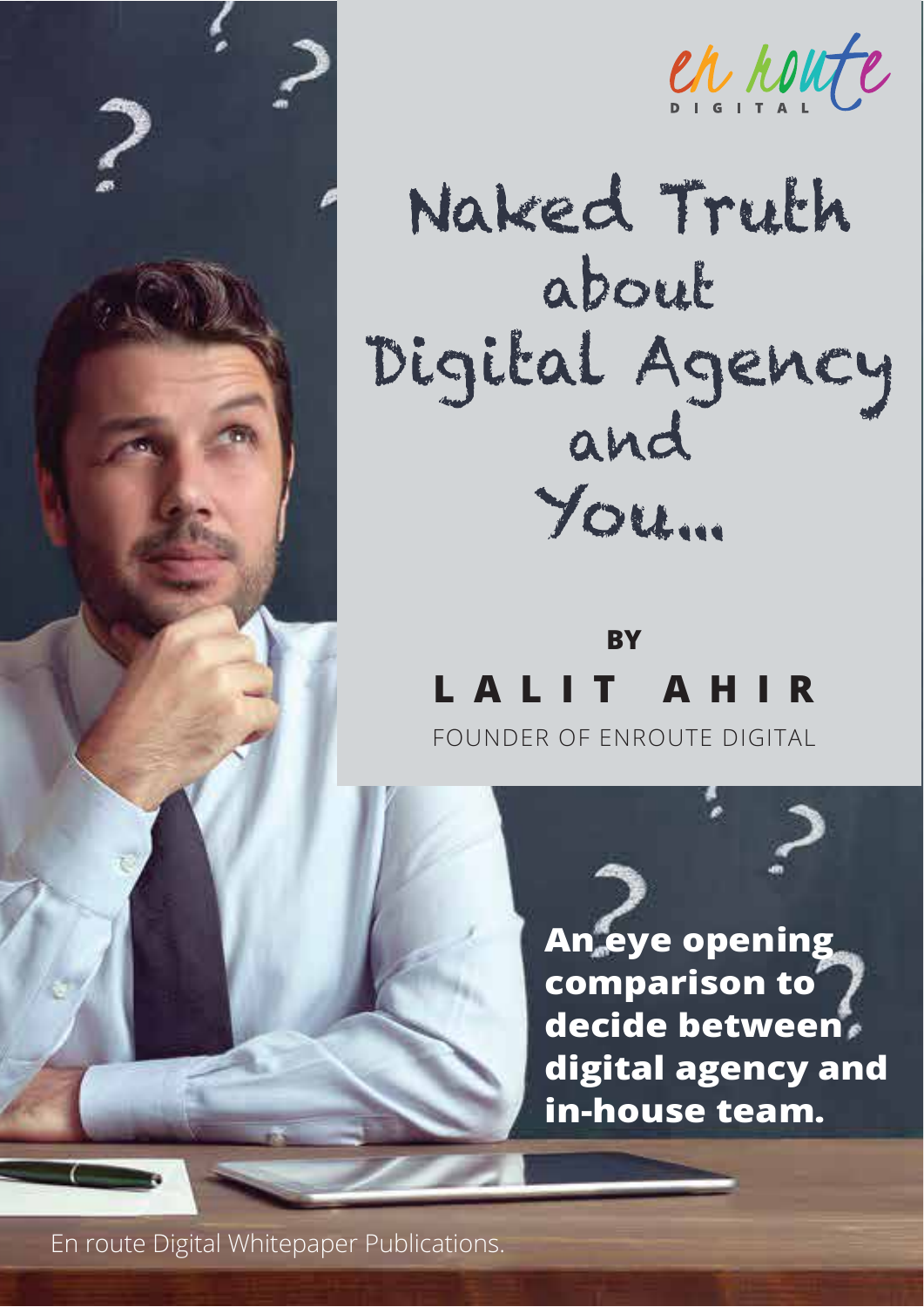en route
DIGITAL

# Naked Truth about Digital Agency and You...

**BY**

**LALIT AHIR**

FOUNDER OF ENROUTE DIGITAL

**An eye opening comparison to decide between digital agency and in-house team.**

En route Digital Whitepaper Publications.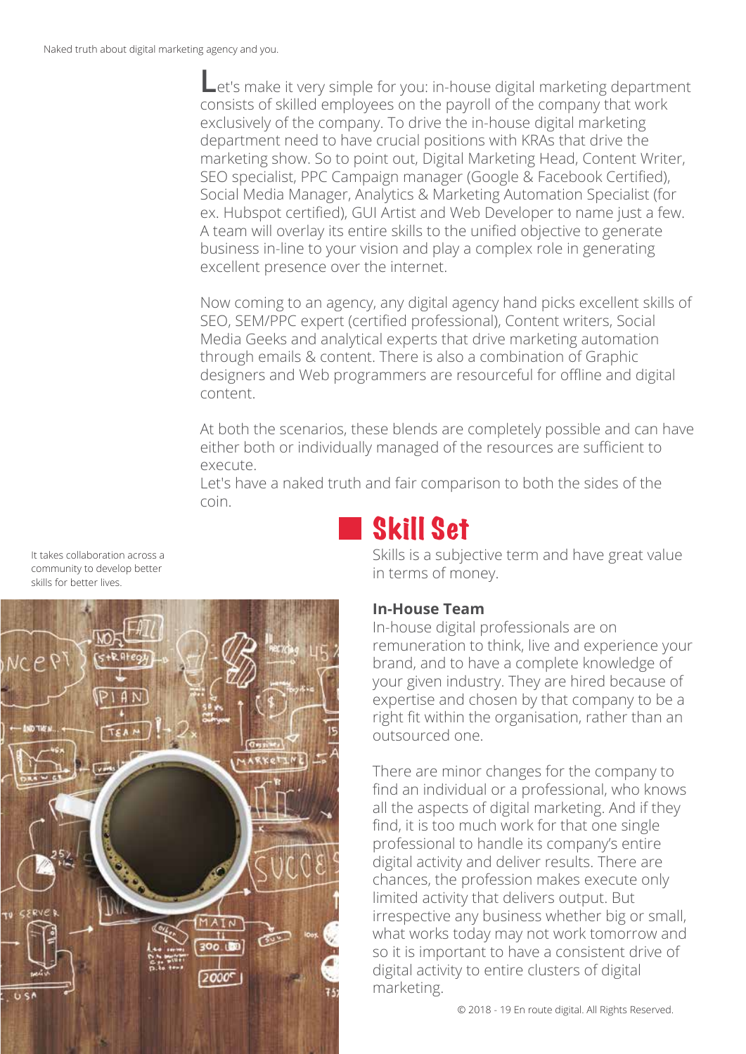Let's make it very simple for you: in-house digital marketing department consists of skilled employees on the payroll of the company that work exclusively of the company. To drive the in-house digital marketing department need to have crucial positions with KRAs that drive the marketing show. So to point out, Digital Marketing Head, Content Writer, SEO specialist, PPC Campaign manager (Google & Facebook Certified), Social Media Manager, Analytics & Marketing Automation Specialist (for ex. Hubspot certified), GUI Artist and Web Developer to name just a few. A team will overlay its entire skills to the unified objective to generate business in-line to your vision and play a complex role in generating excellent presence over the internet.

Now coming to an agency, any digital agency hand picks excellent skills of SEO, SEM/PPC expert (certified professional), Content writers, Social Media Geeks and analytical experts that drive marketing automation through emails & content. There is also a combination of Graphic designers and Web programmers are resourceful for offline and digital content.

At both the scenarios, these blends are completely possible and can have either both or individually managed of the resources are sufficient to execute.

Let's have a naked truth and fair comparison to both the sides of the coin.

It takes collaboration across a community to develop better skills for better lives.

## Skill Set

Skills is a subjective term and have great value in terms of money.

**In-House Team**

In-house digital professionals are on remuneration to think, live and experience your brand, and to have a complete knowledge of your given industry. They are hired because of expertise and chosen by that company to be a right fit within the organisation, rather than an outsourced one.

There are minor changes for the company to find an individual or a professional, who knows all the aspects of digital marketing. And if they find, it is too much work for that one single professional to handle its company's entire digital activity and deliver results. There are chances, the profession makes execute only limited activity that delivers output. But irrespective any business whether big or small, what works today may not work tomorrow and so it is important to have a consistent drive of digital activity to entire clusters of digital marketing.

© 2018 - 19 En route digital. All Rights Reserved.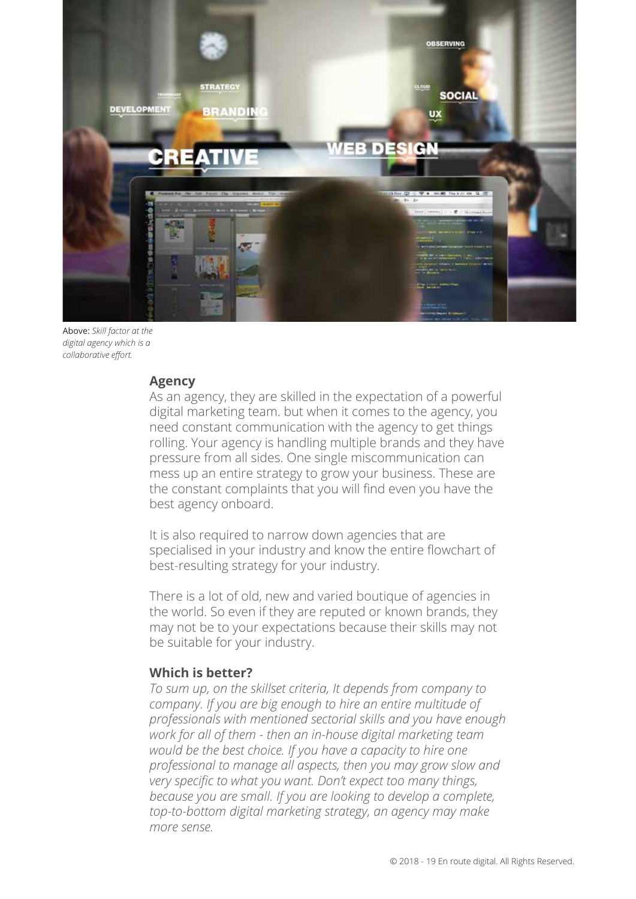Above: *Skill factor at the digital agency which is a collaborative effort.*

## Agency

As an agency, they are skilled in the expectation of a powerful digital marketing team. but when it comes to the agency, you need constant communication with the agency to get things rolling. Your agency is handling multiple brands and they have pressure from all sides. One single miscommunication can mess up an entire strategy to grow your business. These are the constant complaints that you will find even you have the best agency onboard.

It is also required to narrow down agencies that are specialised in your industry and know the entire flowchart of best-resulting strategy for your industry.

There is a lot of old, new and varied boutique of agencies in the world. So even if they are reputed or known brands, they may not be to your expectations because their skills may not be suitable for your industry.

## Which is better?

*To sum up, on the skillset criteria, It depends from company to company. If you are big enough to hire an entire multitude of professionals with mentioned sectorial skills and you have enough work for all of them - then an in-house digital marketing team would be the best choice. If you have a capacity to hire one professional to manage all aspects, then you may grow slow and very specific to what you want. Don't expect too many things, because you are small. If you are looking to develop a complete, top-to-bottom digital marketing strategy, an agency may make more sense.*

© 2018 - 19 En route digital. All Rights Reserved.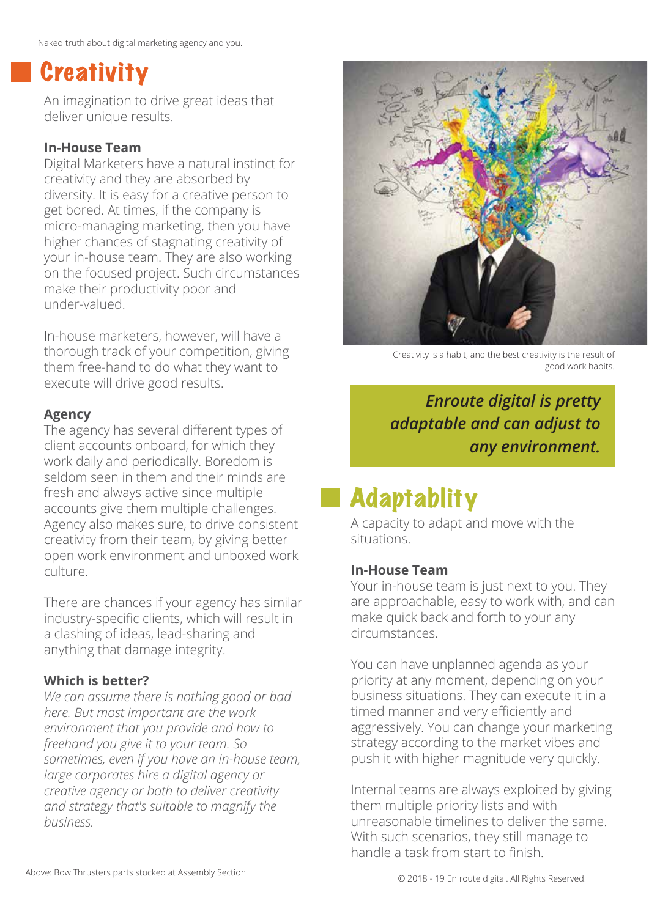# Creativity

An imagination to drive great ideas that deliver unique results.

**In-House Team**

Digital Marketers have a natural instinct for creativity and they are absorbed by diversity. It is easy for a creative person to get bored. At times, if the company is micro-managing marketing, then you have higher chances of stagnating creativity of your in-house team. They are also working on the focused project. Such circumstances make their productivity poor and under-valued.

In-house marketers, however, will have a thorough track of your competition, giving them free-hand to do what they want to execute will drive good results.

**Agency**

The agency has several different types of client accounts onboard, for which they work daily and periodically. Boredom is seldom seen in them and their minds are fresh and always active since multiple accounts give them multiple challenges. Agency also makes sure, to drive consistent creativity from their team, by giving better open work environment and unboxed work culture.

There are chances if your agency has similar industry-specific clients, which will result in a clashing of ideas, lead-sharing and anything that damage integrity.

**Which is better?**

*We can assume there is nothing good or bad here. But most important are the work environment that you provide and how to freehand you give it to your team. So sometimes, even if you have an in-house team, large corporates hire a digital agency or creative agency or both to deliver creativity and strategy that's suitable to magnify the business.*

Creativity is a habit, and the best creativity is the result of good work habits.

***Enroute digital is pretty adaptable and can adjust to any environment.***

# Adaptablity

A capacity to adapt and move with the situations.

**In-House Team**

Your in-house team is just next to you. They are approachable, easy to work with, and can make quick back and forth to your any circumstances.

You can have unplanned agenda as your priority at any moment, depending on your business situations. They can execute it in a timed manner and very efficiently and aggressively. You can change your marketing strategy according to the market vibes and push it with higher magnitude very quickly.

Internal teams are always exploited by giving them multiple priority lists and with unreasonable timelines to deliver the same. With such scenarios, they still manage to handle a task from start to finish.

Above: Bow Thrusters parts stocked at Assembly Section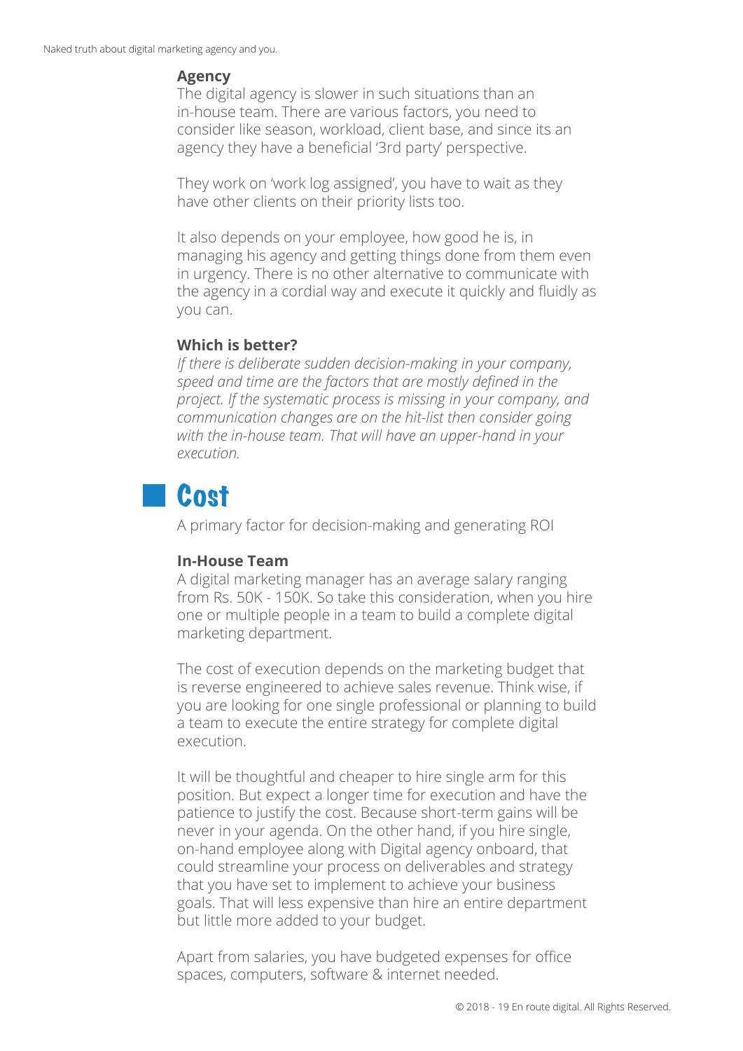### Agency

The digital agency is slower in such situations than an in-house team. There are various factors, you need to consider like season, workload, client base, and since its an agency they have a beneficial '3rd party' perspective.

They work on 'work log assigned', you have to wait as they have other clients on their priority lists too.

It also depends on your employee, how good he is, in managing his agency and getting things done from them even in urgency. There is no other alternative to communicate with the agency in a cordial way and execute it quickly and fluidly as you can.

### Which is better?

*If there is deliberate sudden decision-making in your company, speed and time are the factors that are mostly defined in the project. If the systematic process is missing in your company, and communication changes are on the hit-list then consider going with the in-house team. That will have an upper-hand in your execution.*

## Cost

A primary factor for decision-making and generating ROI

### In-House Team

A digital marketing manager has an average salary ranging from Rs. 50K - 150K. So take this consideration, when you hire one or multiple people in a team to build a complete digital marketing department.

The cost of execution depends on the marketing budget that is reverse engineered to achieve sales revenue. Think wise, if you are looking for one single professional or planning to build a team to execute the entire strategy for complete digital execution.

It will be thoughtful and cheaper to hire single arm for this position. But expect a longer time for execution and have the patience to justify the cost. Because short-term gains will be never in your agenda. On the other hand, if you hire single, on-hand employee along with Digital agency onboard, that could streamline your process on deliverables and strategy that you have set to implement to achieve your business goals. That will less expensive than hire an entire department but little more added to your budget.

Apart from salaries, you have budgeted expenses for office spaces, computers, software & internet needed.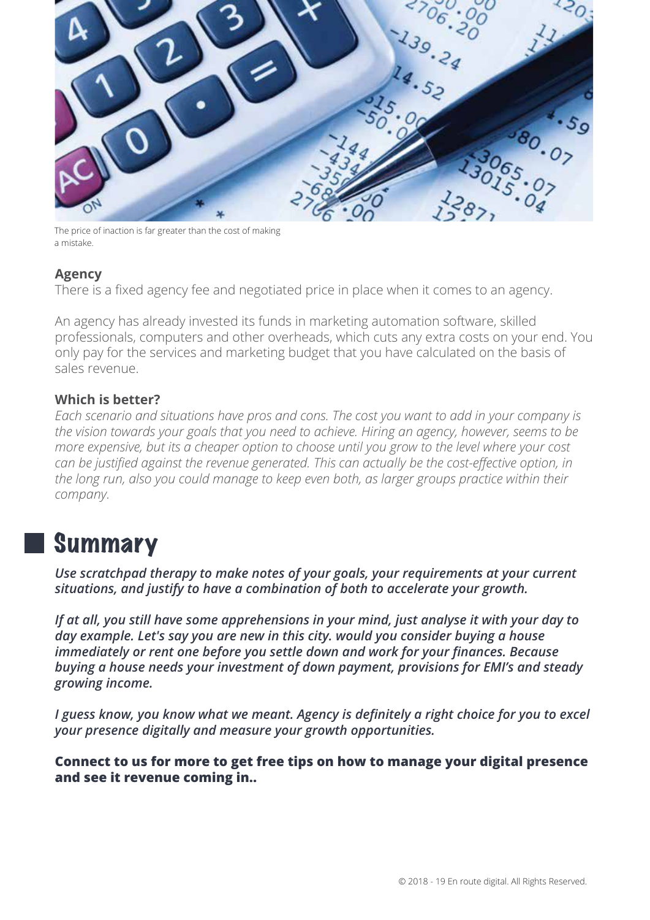The price of inaction is far greater than the cost of making a mistake.

### Agency

There is a fixed agency fee and negotiated price in place when it comes to an agency.

An agency has already invested its funds in marketing automation software, skilled professionals, computers and other overheads, which cuts any extra costs on your end. You only pay for the services and marketing budget that you have calculated on the basis of sales revenue.

### Which is better?

*Each scenario and situations have pros and cons. The cost you want to add in your company is the vision towards your goals that you need to achieve. Hiring an agency, however, seems to be more expensive, but its a cheaper option to choose until you grow to the level where your cost can be justified against the revenue generated. This can actually be the cost-effective option, in the long run, also you could manage to keep even both, as larger groups practice within their company.*

## Summary

***Use scratchpad therapy to make notes of your goals, your requirements at your current situations, and justify to have a combination of both to accelerate your growth.***

***If at all, you still have some apprehensions in your mind, just analyse it with your day to day example. Let's say you are new in this city. would you consider buying a house immediately or rent one before you settle down and work for your finances. Because buying a house needs your investment of down payment, provisions for EMI's and steady growing income.***

***I guess know, you know what we meant. Agency is definitely a right choice for you to excel your presence digitally and measure your growth opportunities.***

**Connect to us for more to get free tips on how to manage your digital presence and see it revenue coming in..**

© 2018 - 19 En route digital. All Rights Reserved.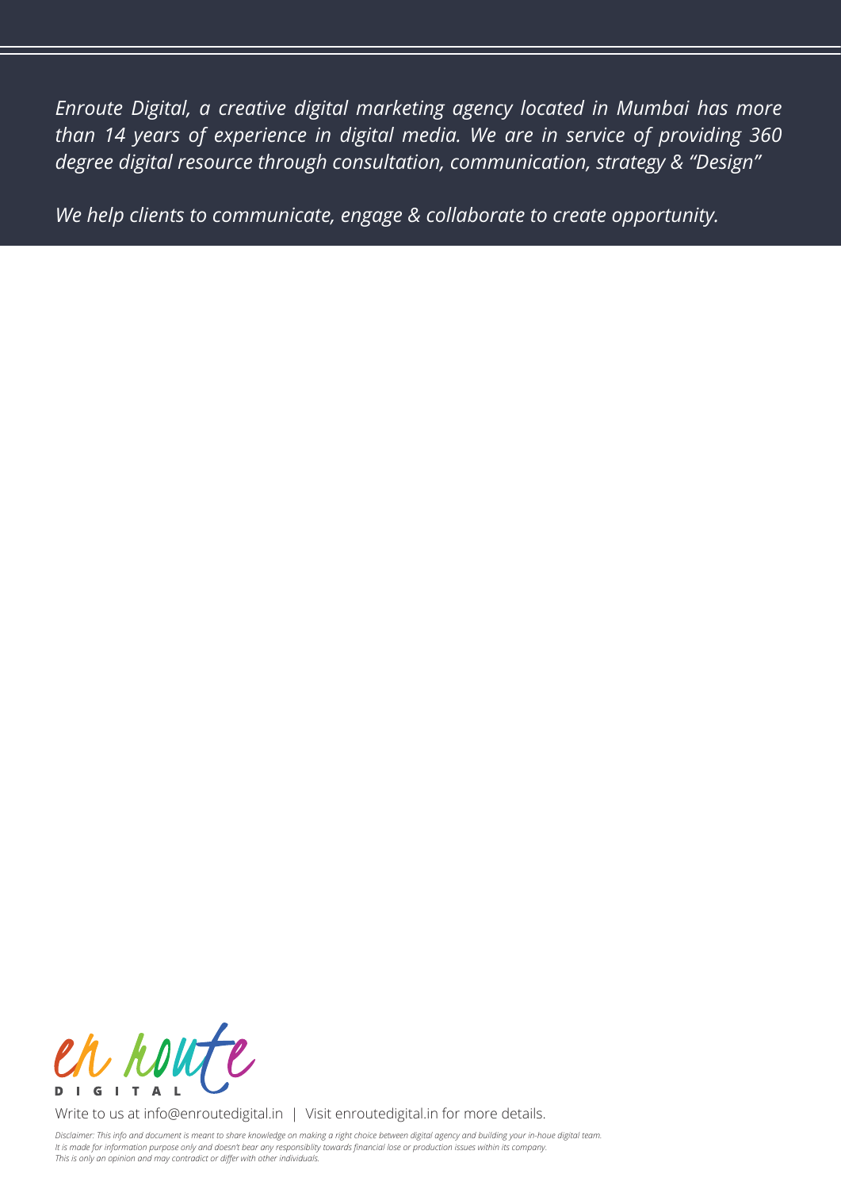*Enroute Digital, a creative digital marketing agency located in Mumbai has more than 14 years of experience in digital media. We are in service of providing 360 degree digital resource through consultation, communication, strategy & "Design"*

*We help clients to communicate, engage & collaborate to create opportunity.*

en route
DIGITAL

Write to us at info@enroutedigital.in | Visit enroutedigital.in for more details.

*Disclaimer: This info and document is meant to share knowledge on making a right choice between digital agency and building your in-houe digital team. It is made for information purpose only and doesn't bear any responsiblity towards financial lose or production issues within its company. This is only an opinion and may contradict or differ with other individuals.*